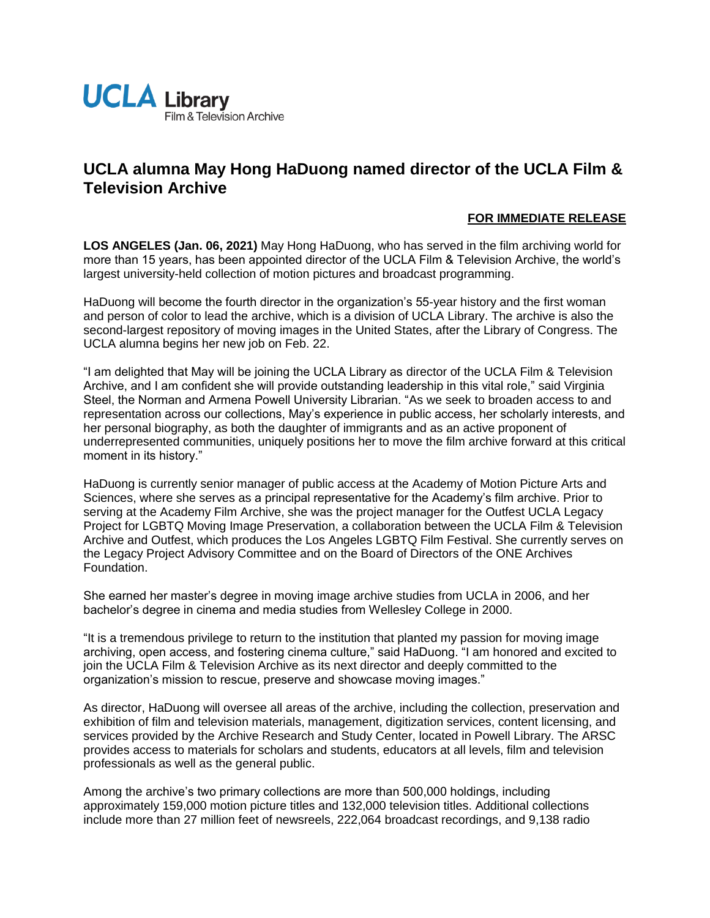UCLA Library
Film & Television Archive

# UCLA alumna May Hong HaDuong named director of the UCLA Film & Television Archive

**FOR IMMEDIATE RELEASE**

**LOS ANGELES (Jan. 06, 2021)** May Hong HaDuong, who has served in the film archiving world for more than 15 years, has been appointed director of the UCLA Film & Television Archive, the world's largest university-held collection of motion pictures and broadcast programming.

HaDuong will become the fourth director in the organization's 55-year history and the first woman and person of color to lead the archive, which is a division of UCLA Library. The archive is also the second-largest repository of moving images in the United States, after the Library of Congress. The UCLA alumna begins her new job on Feb. 22.

"I am delighted that May will be joining the UCLA Library as director of the UCLA Film & Television Archive, and I am confident she will provide outstanding leadership in this vital role," said Virginia Steel, the Norman and Armena Powell University Librarian. "As we seek to broaden access to and representation across our collections, May's experience in public access, her scholarly interests, and her personal biography, as both the daughter of immigrants and as an active proponent of underrepresented communities, uniquely positions her to move the film archive forward at this critical moment in its history."

HaDuong is currently senior manager of public access at the Academy of Motion Picture Arts and Sciences, where she serves as a principal representative for the Academy's film archive. Prior to serving at the Academy Film Archive, she was the project manager for the Outfest UCLA Legacy Project for LGBTQ Moving Image Preservation, a collaboration between the UCLA Film & Television Archive and Outfest, which produces the Los Angeles LGBTQ Film Festival. She currently serves on the Legacy Project Advisory Committee and on the Board of Directors of the ONE Archives Foundation.

She earned her master's degree in moving image archive studies from UCLA in 2006, and her bachelor's degree in cinema and media studies from Wellesley College in 2000.

"It is a tremendous privilege to return to the institution that planted my passion for moving image archiving, open access, and fostering cinema culture," said HaDuong. "I am honored and excited to join the UCLA Film & Television Archive as its next director and deeply committed to the organization's mission to rescue, preserve and showcase moving images."

As director, HaDuong will oversee all areas of the archive, including the collection, preservation and exhibition of film and television materials, management, digitization services, content licensing, and services provided by the Archive Research and Study Center, located in Powell Library. The ARSC provides access to materials for scholars and students, educators at all levels, film and television professionals as well as the general public.

Among the archive's two primary collections are more than 500,000 holdings, including approximately 159,000 motion picture titles and 132,000 television titles. Additional collections include more than 27 million feet of newsreels, 222,064 broadcast recordings, and 9,138 radio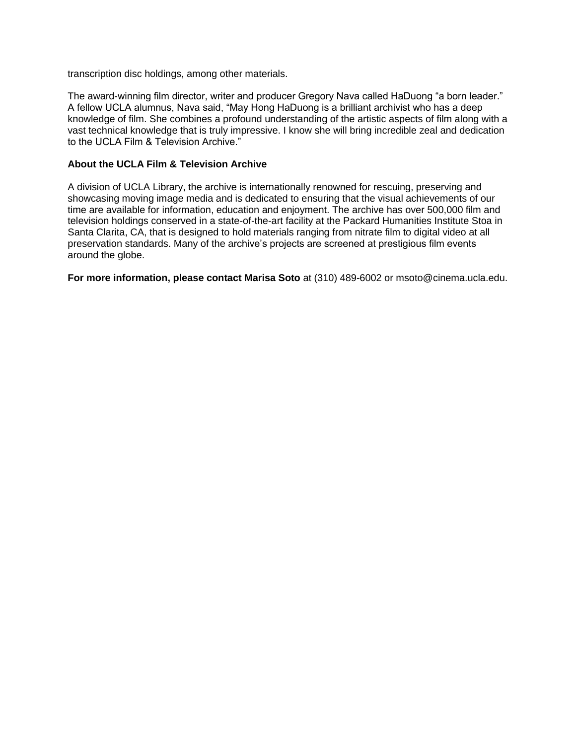transcription disc holdings, among other materials.

The award-winning film director, writer and producer Gregory Nava called HaDuong "a born leader." A fellow UCLA alumnus, Nava said, "May Hong HaDuong is a brilliant archivist who has a deep knowledge of film. She combines a profound understanding of the artistic aspects of film along with a vast technical knowledge that is truly impressive. I know she will bring incredible zeal and dedication to the UCLA Film & Television Archive."

**About the UCLA Film & Television Archive**

A division of UCLA Library, the archive is internationally renowned for rescuing, preserving and showcasing moving image media and is dedicated to ensuring that the visual achievements of our time are available for information, education and enjoyment. The archive has over 500,000 film and television holdings conserved in a state-of-the-art facility at the Packard Humanities Institute Stoa in Santa Clarita, CA, that is designed to hold materials ranging from nitrate film to digital video at all preservation standards. Many of the archive's projects are screened at prestigious film events around the globe.

**For more information, please contact Marisa Soto** at (310) 489-6002 or msoto@cinema.ucla.edu.